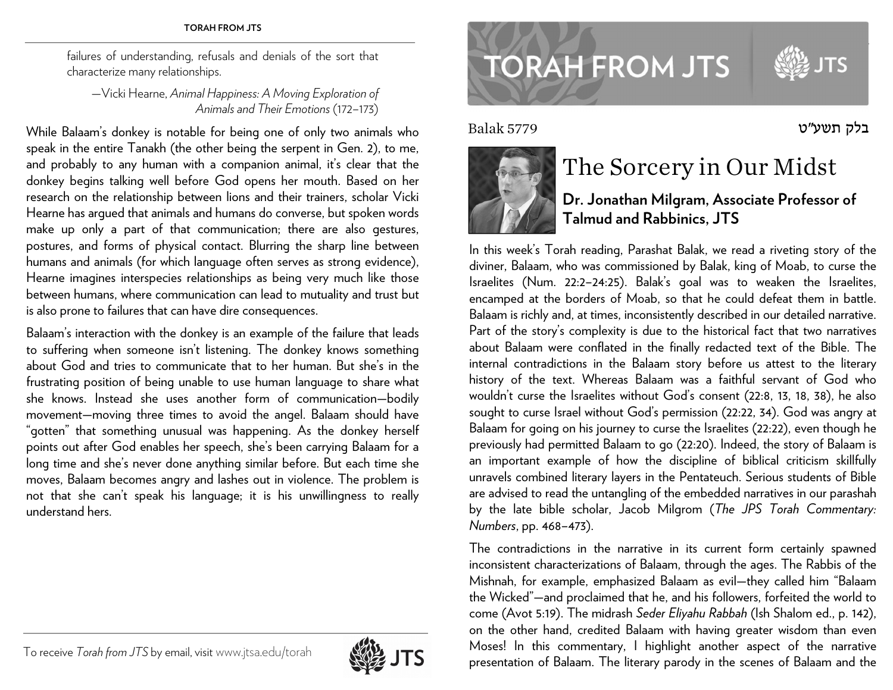failures of understanding, refusals and denials of the sort that characterize many relationships.

—Vicki Hearne, *Animal Happiness: A Moving Exploration of Animals and Their Emotions* (172–173)

While Balaam's donkey is notable for being one of only two animals who speak in the entire Tanakh (the other being the serpent in Gen. 2), to me, and probably to any human with a companion animal, it's clear that the donkey begins talking well before God opens her mouth. Based on her research on the relationship between lions and their trainers, scholar Vicki Hearne has argued that animals and humans do converse, but spoken words make up only a part of that communication; there are also gestures, postures, and forms of physical contact. Blurring the sharp line between humans and animals (for which language often serves as strong evidence), Hearne imagines interspecies relationships as being very much like those between humans, where communication can lead to mutuality and trust but is also prone to failures that can have dire consequences.

Balaam's interaction with the donkey is an example of the failure that leads to suffering when someone isn't listening. The donkey knows something about God and tries to communicate that to her human. But she's in the frustrating position of being unable to use human language to share what she knows. Instead she uses another form of communication—bodily movement—moving three times to avoid the angel. Balaam should have "gotten" that something unusual was happening. As the donkey herself points out after God enables her speech, she's been carrying Balaam for a long time and she's never done anything similar before. But each time she moves, Balaam becomes angry and lashes out in violence. The problem is not that she can't speak his language; it is his unwillingness to really understand hers.

To receive *Torah from JTS* by email, visit www.jtsa.edu/torah

# TORAH FROM JTS

Balak 5779 — בלק תשע"ט

## The Sorcery in Our Midst

### Dr. Jonathan Milgram, Associate Professor of Talmud and Rabbinics, JTS

In this week's Torah reading, Parashat Balak, we read a riveting story of the diviner, Balaam, who was commissioned by Balak, king of Moab, to curse the Israelites (Num. 22:2–24:25). Balak's goal was to weaken the Israelites, encamped at the borders of Moab, so that he could defeat them in battle. Balaam is richly and, at times, inconsistently described in our detailed narrative. Part of the story's complexity is due to the historical fact that two narratives about Balaam were conflated in the finally redacted text of the Bible. The internal contradictions in the Balaam story before us attest to the literary history of the text. Whereas Balaam was a faithful servant of God who wouldn't curse the Israelites without God's consent (22:8, 13, 18, 38), he also sought to curse Israel without God's permission (22:22, 34). God was angry at Balaam for going on his journey to curse the Israelites (22:22), even though he previously had permitted Balaam to go (22:20). Indeed, the story of Balaam is an important example of how the discipline of biblical criticism skillfully unravels combined literary layers in the Pentateuch. Serious students of Bible are advised to read the untangling of the embedded narratives in our parashah by the late bible scholar, Jacob Milgrom (*The JPS Torah Commentary: Numbers*, pp. 468–473).

The contradictions in the narrative in its current form certainly spawned inconsistent characterizations of Balaam, through the ages. The Rabbis of the Mishnah, for example, emphasized Balaam as evil—they called him "Balaam the Wicked"—and proclaimed that he, and his followers, forfeited the world to come (Avot 5:19). The midrash *Seder Eliyahu Rabbah* (Ish Shalom ed., p. 142), on the other hand, credited Balaam with having greater wisdom than even Moses! In this commentary, I highlight another aspect of the narrative presentation of Balaam. The literary parody in the scenes of Balaam and the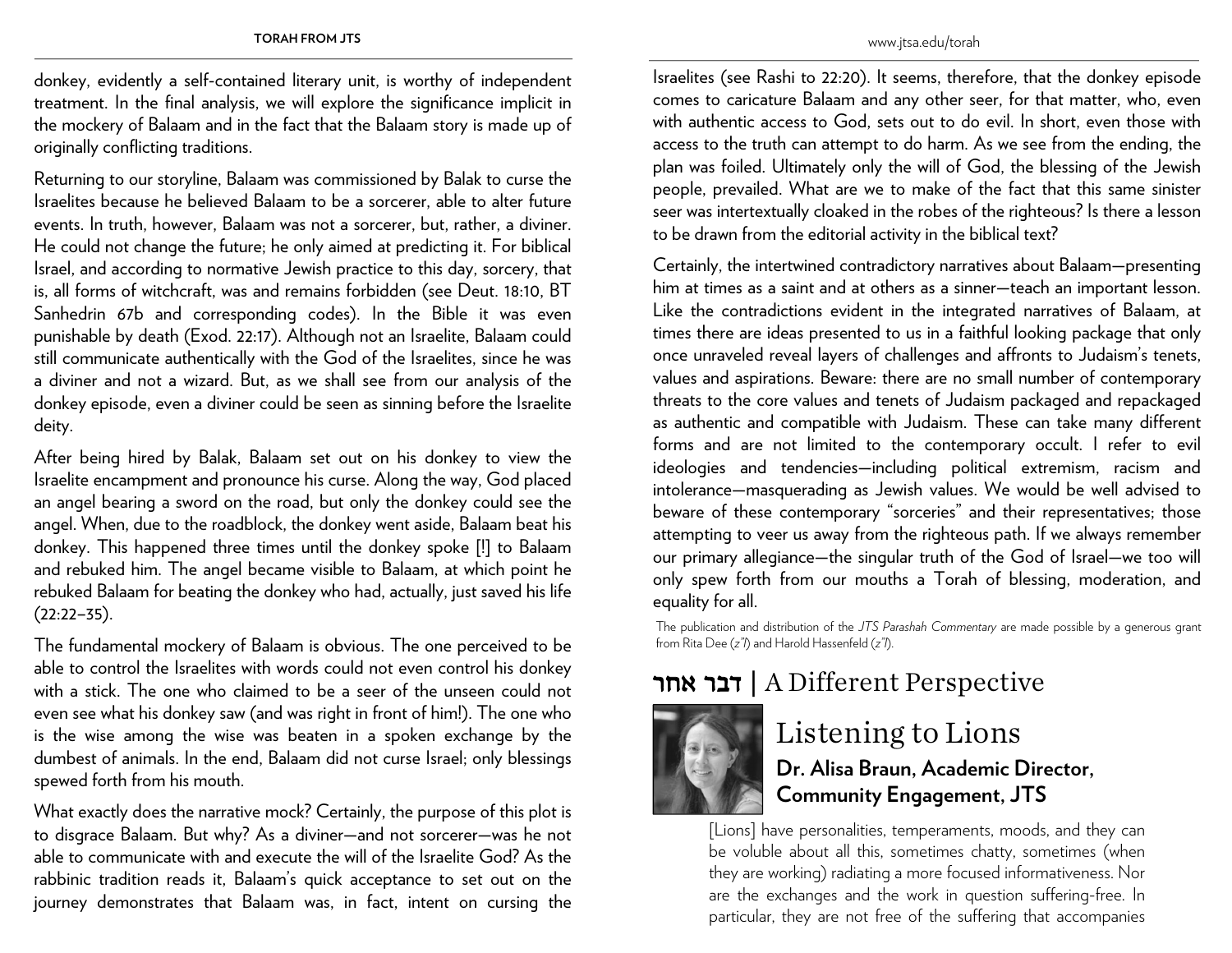donkey, evidently a self-contained literary unit, is worthy of independent treatment. In the final analysis, we will explore the significance implicit in the mockery of Balaam and in the fact that the Balaam story is made up of originally conflicting traditions.

Returning to our storyline, Balaam was commissioned by Balak to curse the Israelites because he believed Balaam to be a sorcerer, able to alter future events. In truth, however, Balaam was not a sorcerer, but, rather, a diviner. He could not change the future; he only aimed at predicting it. For biblical Israel, and according to normative Jewish practice to this day, sorcery, that is, all forms of witchcraft, was and remains forbidden (see Deut. 18:10, BT Sanhedrin 67b and corresponding codes). In the Bible it was even punishable by death (Exod. 22:17). Although not an Israelite, Balaam could still communicate authentically with the God of the Israelites, since he was a diviner and not a wizard. But, as we shall see from our analysis of the donkey episode, even a diviner could be seen as sinning before the Israelite deity.

After being hired by Balak, Balaam set out on his donkey to view the Israelite encampment and pronounce his curse. Along the way, God placed an angel bearing a sword on the road, but only the donkey could see the angel. When, due to the roadblock, the donkey went aside, Balaam beat his donkey. This happened three times until the donkey spoke [!] to Balaam and rebuked him. The angel became visible to Balaam, at which point he rebuked Balaam for beating the donkey who had, actually, just saved his life (22:22–35).

The fundamental mockery of Balaam is obvious. The one perceived to be able to control the Israelites with words could not even control his donkey with a stick. The one who claimed to be a seer of the unseen could not even see what his donkey saw (and was right in front of him!). The one who is the wise among the wise was beaten in a spoken exchange by the dumbest of animals. In the end, Balaam did not curse Israel; only blessings spewed forth from his mouth.

What exactly does the narrative mock? Certainly, the purpose of this plot is to disgrace Balaam. But why? As a diviner—and not sorcerer—was he not able to communicate with and execute the will of the Israelite God? As the rabbinic tradition reads it, Balaam's quick acceptance to set out on the journey demonstrates that Balaam was, in fact, intent on cursing the Israelites (see Rashi to 22:20). It seems, therefore, that the donkey episode comes to caricature Balaam and any other seer, for that matter, who, even with authentic access to God, sets out to do evil. In short, even those with access to the truth can attempt to do harm. As we see from the ending, the plan was foiled. Ultimately only the will of God, the blessing of the Jewish people, prevailed. What are we to make of the fact that this same sinister seer was intertextually cloaked in the robes of the righteous? Is there a lesson to be drawn from the editorial activity in the biblical text?

Certainly, the intertwined contradictory narratives about Balaam—presenting him at times as a saint and at others as a sinner—teach an important lesson. Like the contradictions evident in the integrated narratives of Balaam, at times there are ideas presented to us in a faithful looking package that only once unraveled reveal layers of challenges and affronts to Judaism's tenets, values and aspirations. Beware: there are no small number of contemporary threats to the core values and tenets of Judaism packaged and repackaged as authentic and compatible with Judaism. These can take many different forms and are not limited to the contemporary occult. I refer to evil ideologies and tendencies—including political extremism, racism and intolerance—masquerading as Jewish values. We would be well advised to beware of these contemporary "sorceries" and their representatives; those attempting to veer us away from the righteous path. If we always remember our primary allegiance—the singular truth of the God of Israel—we too will only spew forth from our mouths a Torah of blessing, moderation, and equality for all.

The publication and distribution of the *JTS Parashah Commentary* are made possible by a generous grant from Rita Dee (*z"l*) and Harold Hassenfeld (*z"l*).

## דבר אחר | A Different Perspective

# Listening to Lions

**Dr. Alisa Braun, Academic Director, Community Engagement, JTS**

[Lions] have personalities, temperaments, moods, and they can be voluble about all this, sometimes chatty, sometimes (when they are working) radiating a more focused informativeness. Nor are the exchanges and the work in question suffering-free. In particular, they are not free of the suffering that accompanies